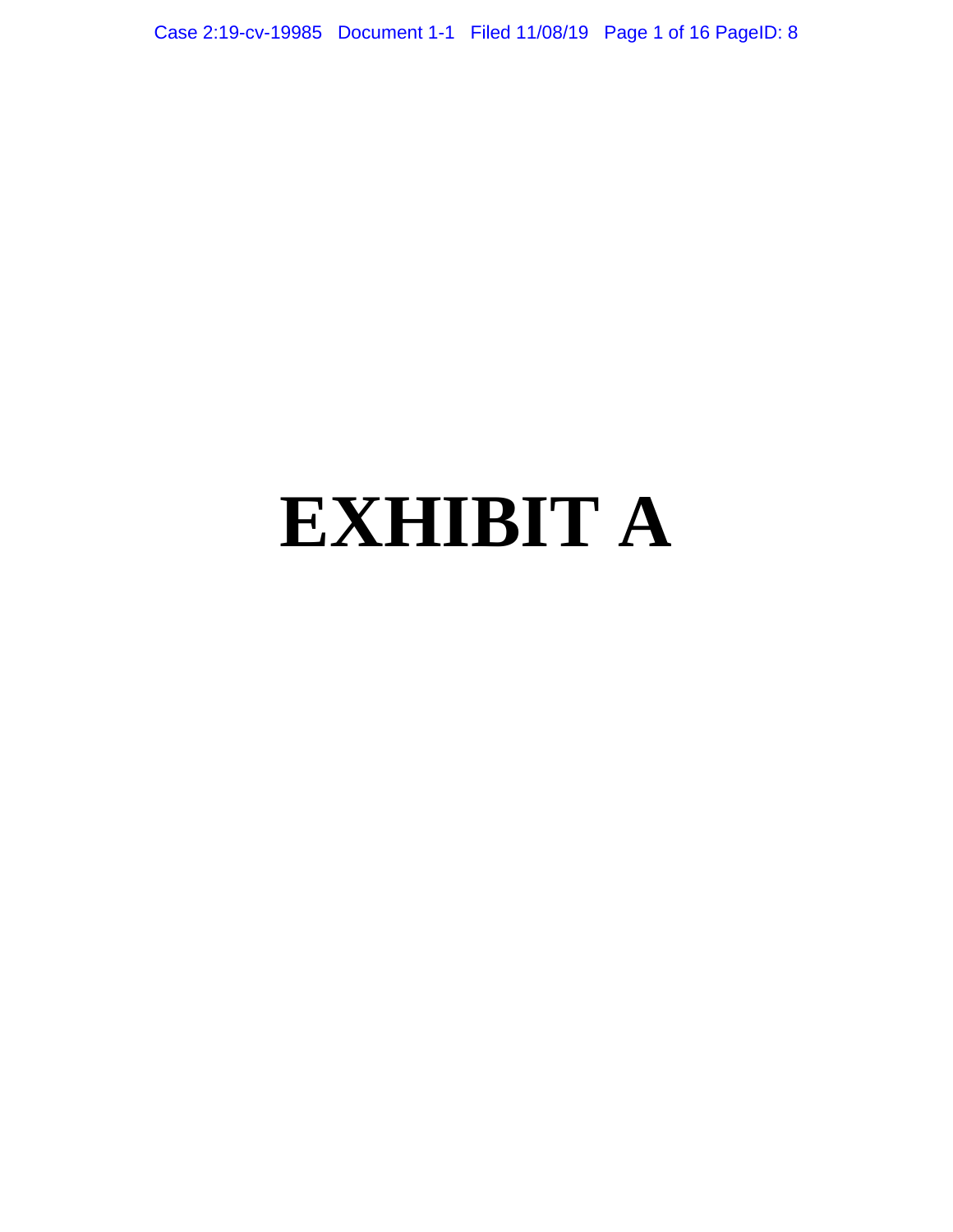# EXHIBIT A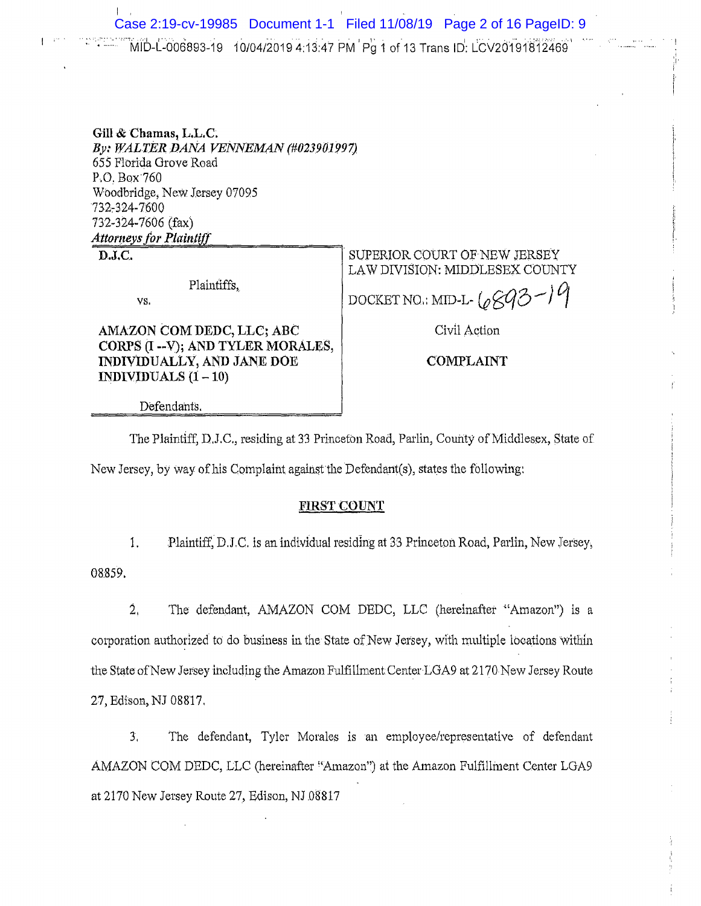Gill & Chamas, L.L.C.
*By: WALTER DANA VENNEMAN (#023901997)*
655 Florida Grove Road
P.O. Box 760
Woodbridge, New Jersey 07095
732-324-7600
732-324-7606 (fax)
*Attorneys for Plaintiff*

| | |
|---|---|
| **D.J.C.**<br><br>Plaintiffs,<br><br>vs.<br><br>**AMAZON COM DEDC, LLC; ABC CORPS (I --V); AND TYLER MORALES, INDIVIDUALLY, AND JANE DOE INDIVIDUALS (1 – 10)**<br><br>Defendants. | SUPERIOR COURT OF NEW JERSEY<br>LAW DIVISION: MIDDLESEX COUNTY<br><br>DOCKET NO.: MID-L- 6893-19<br><br>Civil Action<br><br>**COMPLAINT** |

The Plaintiff, D.J.C., residing at 33 Princeton Road, Parlin, County of Middlesex, State of New Jersey, by way of his Complaint against the Defendant(s), states the following:

## FIRST COUNT

1. Plaintiff, D.J.C. is an individual residing at 33 Princeton Road, Parlin, New Jersey, 08859.

2. The defendant, AMAZON COM DEDC, LLC (hereinafter "Amazon") is a corporation authorized to do business in the State of New Jersey, with multiple locations within the State of New Jersey including the Amazon Fulfillment Center LGA9 at 2170 New Jersey Route 27, Edison, NJ 08817.

3. The defendant, Tyler Morales is an employee/representative of defendant AMAZON COM DEDC, LLC (hereinafter "Amazon") at the Amazon Fulfillment Center LGA9 at 2170 New Jersey Route 27, Edison, NJ 08817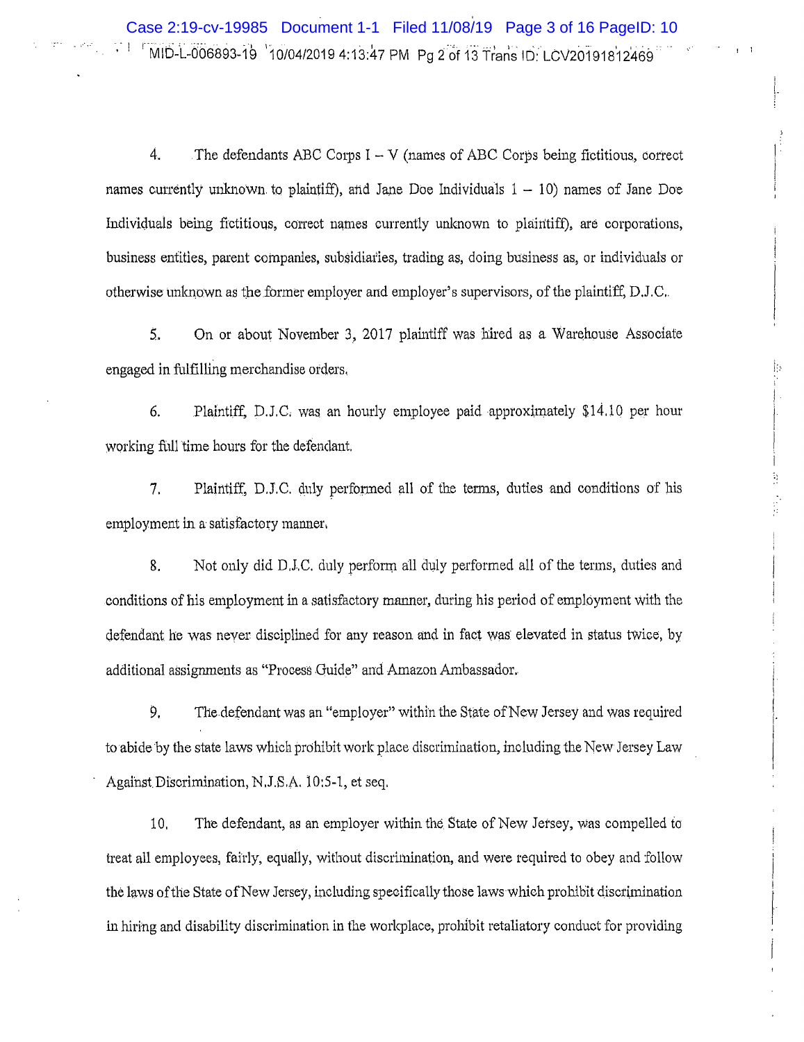4. The defendants ABC Corps I – V (names of ABC Corps being fictitious, correct names currently unknown to plaintiff), and Jane Doe Individuals 1 – 10) names of Jane Doe Individuals being fictitious, correct names currently unknown to plaintiff), are corporations, business entities, parent companies, subsidiaries, trading as, doing business as, or individuals or otherwise unknown as the former employer and employer's supervisors, of the plaintiff, D.J.C..

5. On or about November 3, 2017 plaintiff was hired as a Warehouse Associate engaged in fulfilling merchandise orders.

6. Plaintiff, D.J.C. was an hourly employee paid approximately $14.10 per hour working full time hours for the defendant.

7. Plaintiff, D.J.C. duly performed all of the terms, duties and conditions of his employment in a satisfactory manner.

8. Not only did D.J.C. duly perform all duly performed all of the terms, duties and conditions of his employment in a satisfactory manner, during his period of employment with the defendant he was never disciplined for any reason and in fact was elevated in status twice, by additional assignments as "Process Guide" and Amazon Ambassador.

9. The defendant was an "employer" within the State of New Jersey and was required to abide by the state laws which prohibit work place discrimination, including the New Jersey Law Against Discrimination, N.J.S.A. 10:5-1, et seq.

10. The defendant, as an employer within the State of New Jersey, was compelled to treat all employees, fairly, equally, without discrimination, and were required to obey and follow the laws of the State of New Jersey, including specifically those laws which prohibit discrimination in hiring and disability discrimination in the workplace, prohibit retaliatory conduct for providing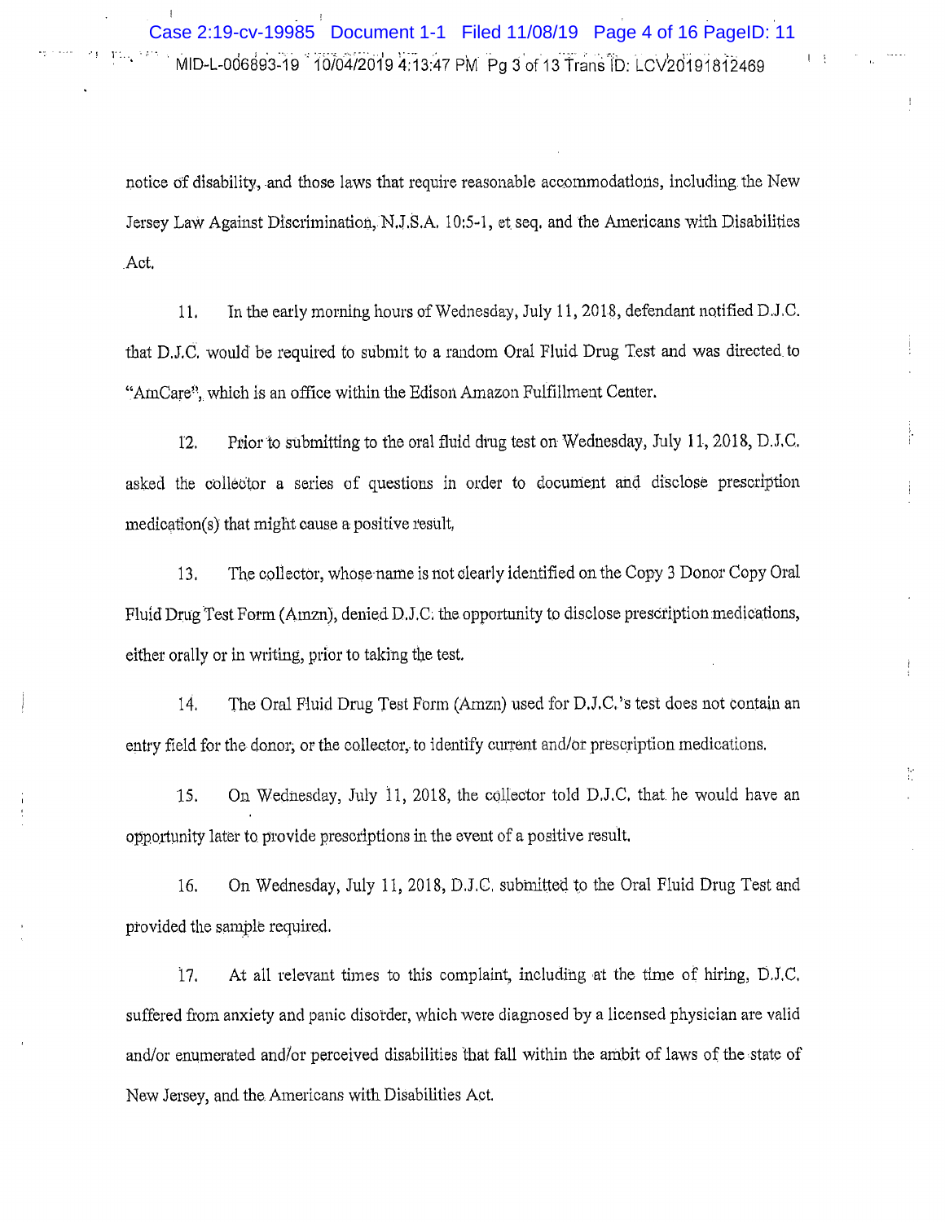notice of disability, and those laws that require reasonable accommodations, including the New Jersey Law Against Discrimination, N.J.S.A. 10:5-1, et seq. and the Americans with Disabilities Act.

11. In the early morning hours of Wednesday, July 11, 2018, defendant notified D.J.C. that D.J.C. would be required to submit to a random Oral Fluid Drug Test and was directed to "AmCare", which is an office within the Edison Amazon Fulfillment Center.

12. Prior to submitting to the oral fluid drug test on Wednesday, July 11, 2018, D.J.C. asked the collector a series of questions in order to document and disclose prescription medication(s) that might cause a positive result.

13. The collector, whose name is not clearly identified on the Copy 3 Donor Copy Oral Fluid Drug Test Form (Amzn), denied D.J.C. the opportunity to disclose prescription medications, either orally or in writing, prior to taking the test.

14. The Oral Fluid Drug Test Form (Amzn) used for D.J.C.'s test does not contain an entry field for the donor, or the collector, to identify current and/or prescription medications.

15. On Wednesday, July 11, 2018, the collector told D.J.C. that he would have an opportunity later to provide prescriptions in the event of a positive result.

16. On Wednesday, July 11, 2018, D.J.C. submitted to the Oral Fluid Drug Test and provided the sample required.

17. At all relevant times to this complaint, including at the time of hiring, D.J.C. suffered from anxiety and panic disorder, which were diagnosed by a licensed physician are valid and/or enumerated and/or perceived disabilities that fall within the ambit of laws of the state of New Jersey, and the Americans with Disabilities Act.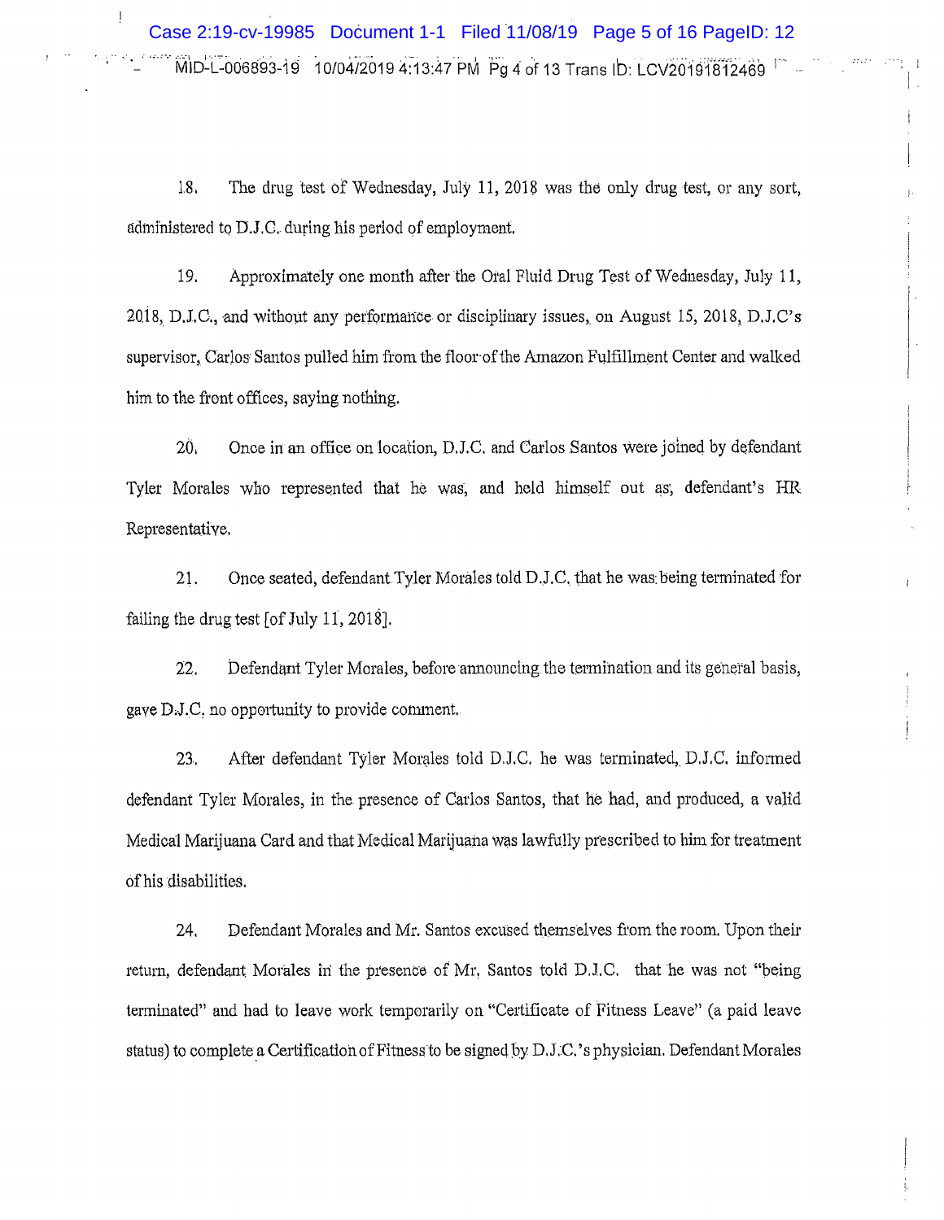18. The drug test of Wednesday, July 11, 2018 was the only drug test, or any sort, administered to D.J.C. during his period of employment.

19. Approximately one month after the Oral Fluid Drug Test of Wednesday, July 11, 2018, D.J.C., and without any performance or disciplinary issues, on August 15, 2018, D.J.C's supervisor, Carlos Santos pulled him from the floor of the Amazon Fulfillment Center and walked him to the front offices, saying nothing.

20. Once in an office on location, D.J.C. and Carlos Santos were joined by defendant Tyler Morales who represented that he was, and held himself out as, defendant's HR Representative.

21. Once seated, defendant Tyler Morales told D.J.C. that he was being terminated for failing the drug test [of July 11, 2018].

22. Defendant Tyler Morales, before announcing the termination and its general basis, gave D.J.C. no opportunity to provide comment.

23. After defendant Tyler Morales told D.J.C. he was terminated, D.J.C. informed defendant Tyler Morales, in the presence of Carlos Santos, that he had, and produced, a valid Medical Marijuana Card and that Medical Marijuana was lawfully prescribed to him for treatment of his disabilities.

24. Defendant Morales and Mr. Santos excused themselves from the room. Upon their return, defendant Morales in the presence of Mr. Santos told D.J.C. that he was not "being terminated" and had to leave work temporarily on "Certificate of Fitness Leave" (a paid leave status) to complete a Certification of Fitness to be signed by D.J.C.'s physician. Defendant Morales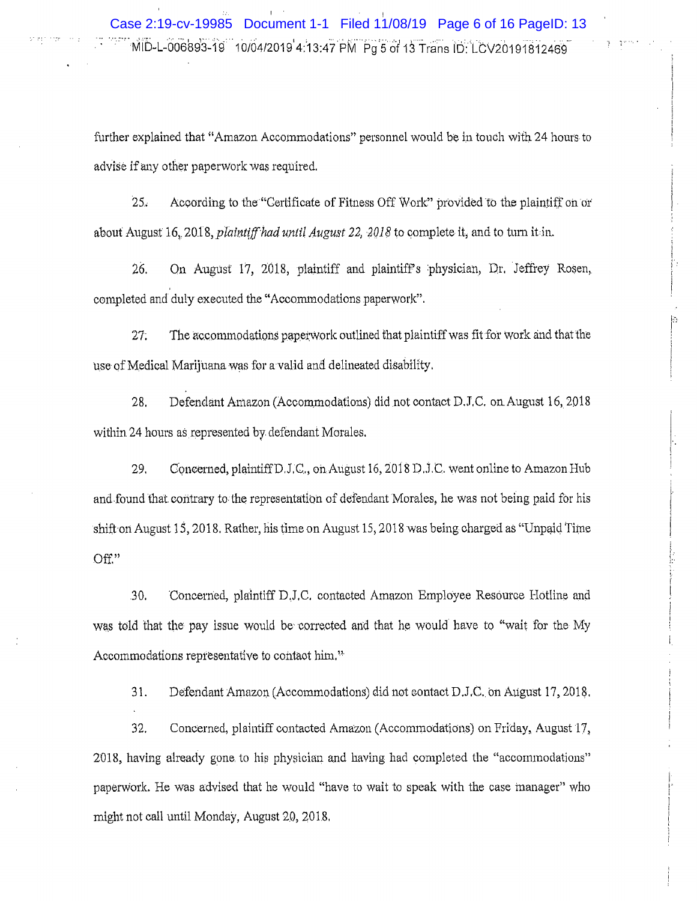further explained that "Amazon Accommodations" personnel would be in touch with 24 hours to advise if any other paperwork was required.

25. According to the "Certificate of Fitness Off Work" provided to the plaintiff on or about August 16, 2018, *plaintiff had until August 22, 2018* to complete it, and to turn it in.

26. On August 17, 2018, plaintiff and plaintiff's physician, Dr. Jeffrey Rosen, completed and duly executed the "Accommodations paperwork".

27. The accommodations paperwork outlined that plaintiff was fit for work and that the use of Medical Marijuana was for a valid and delineated disability.

28. Defendant Amazon (Accommodations) did not contact D.J.C. on August 16, 2018 within 24 hours as represented by defendant Morales.

29. Concerned, plaintiff D.J.C., on August 16, 2018 D.J.C. went online to Amazon Hub and found that contrary to the representation of defendant Morales, he was not being paid for his shift on August 15, 2018. Rather, his time on August 15, 2018 was being charged as "Unpaid Time Off."

30. Concerned, plaintiff D.J.C. contacted Amazon Employee Resource Hotline and was told that the pay issue would be corrected and that he would have to "wait for the My Accommodations representative to contact him."

31. Defendant Amazon (Accommodations) did not contact D.J.C. on August 17, 2018.

32. Concerned, plaintiff contacted Amazon (Accommodations) on Friday, August 17, 2018, having already gone to his physician and having had completed the "accommodations" paperwork. He was advised that he would "have to wait to speak with the case manager" who might not call until Monday, August 20, 2018.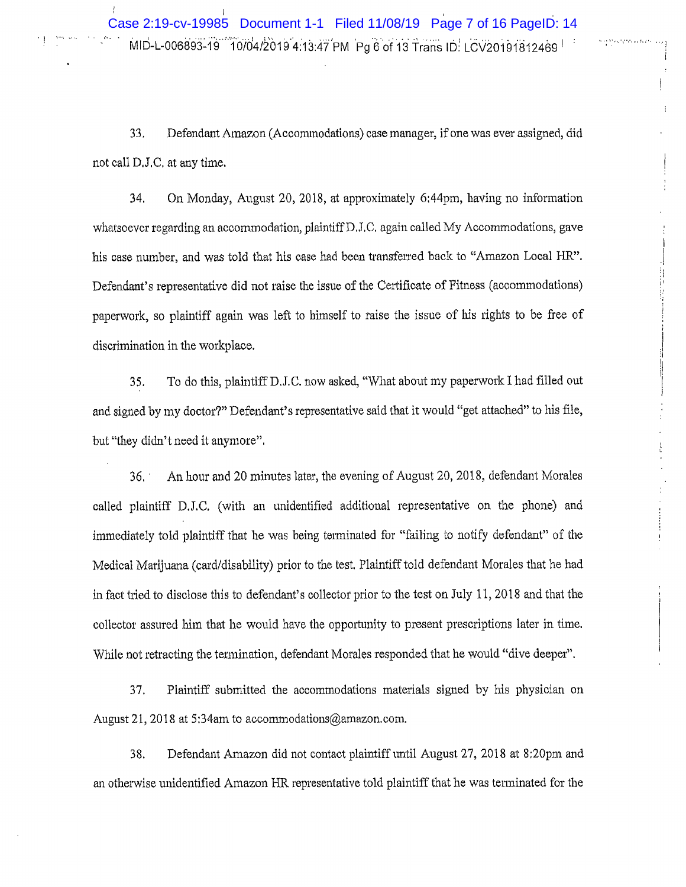33. Defendant Amazon (Accommodations) case manager, if one was ever assigned, did not call D.J.C. at any time.

34. On Monday, August 20, 2018, at approximately 6:44pm, having no information whatsoever regarding an accommodation, plaintiff D.J.C. again called My Accommodations, gave his case number, and was told that his case had been transferred back to "Amazon Local HR". Defendant's representative did not raise the issue of the Certificate of Fitness (accommodations) paperwork, so plaintiff again was left to himself to raise the issue of his rights to be free of discrimination in the workplace.

35. To do this, plaintiff D.J.C. now asked, "What about my paperwork I had filled out and signed by my doctor?" Defendant's representative said that it would "get attached" to his file, but "they didn't need it anymore".

36. An hour and 20 minutes later, the evening of August 20, 2018, defendant Morales called plaintiff D.J.C. (with an unidentified additional representative on the phone) and immediately told plaintiff that he was being terminated for "failing to notify defendant" of the Medical Marijuana (card/disability) prior to the test. Plaintiff told defendant Morales that he had in fact tried to disclose this to defendant's collector prior to the test on July 11, 2018 and that the collector assured him that he would have the opportunity to present prescriptions later in time. While not retracting the termination, defendant Morales responded that he would "dive deeper".

37. Plaintiff submitted the accommodations materials signed by his physician on August 21, 2018 at 5:34am to accommodations@amazon.com.

38. Defendant Amazon did not contact plaintiff until August 27, 2018 at 8:20pm and an otherwise unidentified Amazon HR representative told plaintiff that he was terminated for the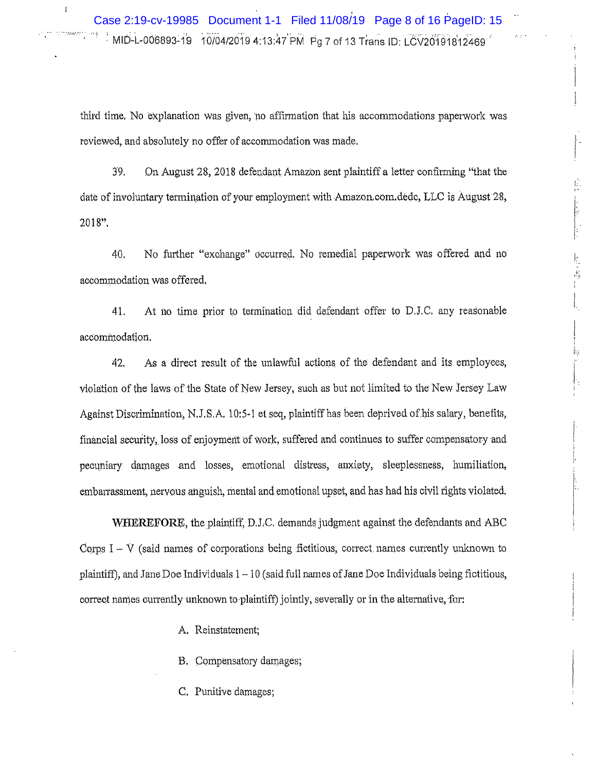third time. No explanation was given, no affirmation that his accommodations paperwork was reviewed, and absolutely no offer of accommodation was made.

39. On August 28, 2018 defendant Amazon sent plaintiff a letter confirming "that the date of involuntary termination of your employment with Amazon.com.dedc, LLC is August 28, 2018".

40. No further "exchange" occurred. No remedial paperwork was offered and no accommodation was offered.

41. At no time prior to termination did defendant offer to D.J.C. any reasonable accommodation.

42. As a direct result of the unlawful actions of the defendant and its employees, violation of the laws of the State of New Jersey, such as but not limited to the New Jersey Law Against Discrimination, N.J.S.A. 10:5-1 et seq, plaintiff has been deprived of his salary, benefits, financial security, loss of enjoyment of work, suffered and continues to suffer compensatory and pecuniary damages and losses, emotional distress, anxiety, sleeplessness, humiliation, embarrassment, nervous anguish, mental and emotional upset, and has had his civil rights violated.

**WHEREFORE**, the plaintiff, D.J.C. demands judgment against the defendants and ABC Corps I – V (said names of corporations being fictitious, correct names currently unknown to plaintiff), and Jane Doe Individuals 1 – 10 (said full names of Jane Doe Individuals being fictitious, correct names currently unknown to plaintiff) jointly, severally or in the alternative, for:

A. Reinstatement;

B. Compensatory damages;

C. Punitive damages;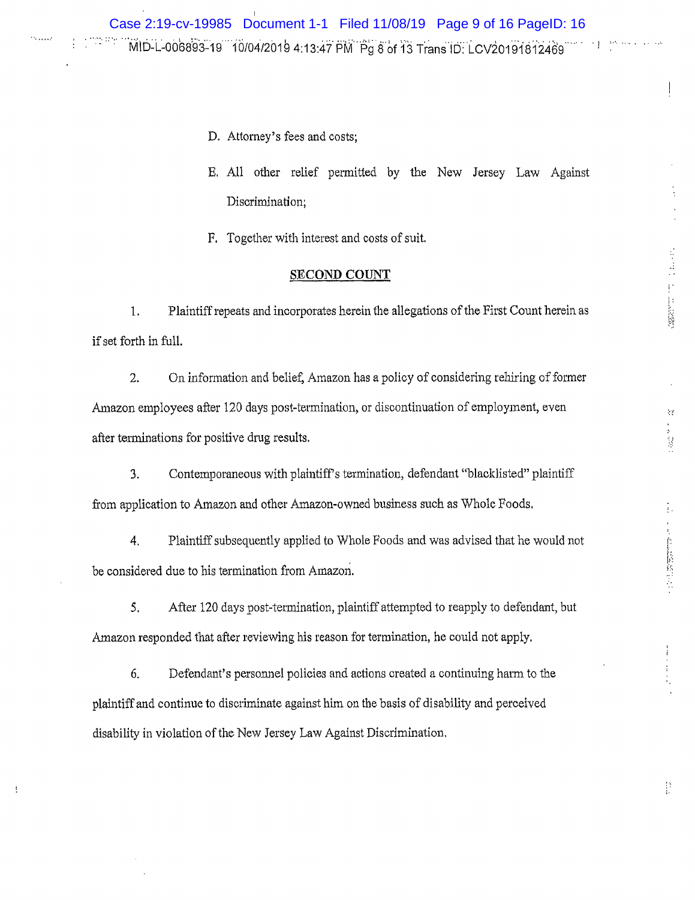D. Attorney's fees and costs;

E. All other relief permitted by the New Jersey Law Against Discrimination;

F. Together with interest and costs of suit.

## SECOND COUNT

1. Plaintiff repeats and incorporates herein the allegations of the First Count herein as if set forth in full.

2. On information and belief, Amazon has a policy of considering rehiring of former Amazon employees after 120 days post-termination, or discontinuation of employment, even after terminations for positive drug results.

3. Contemporaneous with plaintiff's termination, defendant "blacklisted" plaintiff from application to Amazon and other Amazon-owned business such as Whole Foods.

4. Plaintiff subsequently applied to Whole Foods and was advised that he would not be considered due to his termination from Amazon.

5. After 120 days post-termination, plaintiff attempted to reapply to defendant, but Amazon responded that after reviewing his reason for termination, he could not apply.

6. Defendant's personnel policies and actions created a continuing harm to the plaintiff and continue to discriminate against him on the basis of disability and perceived disability in violation of the New Jersey Law Against Discrimination.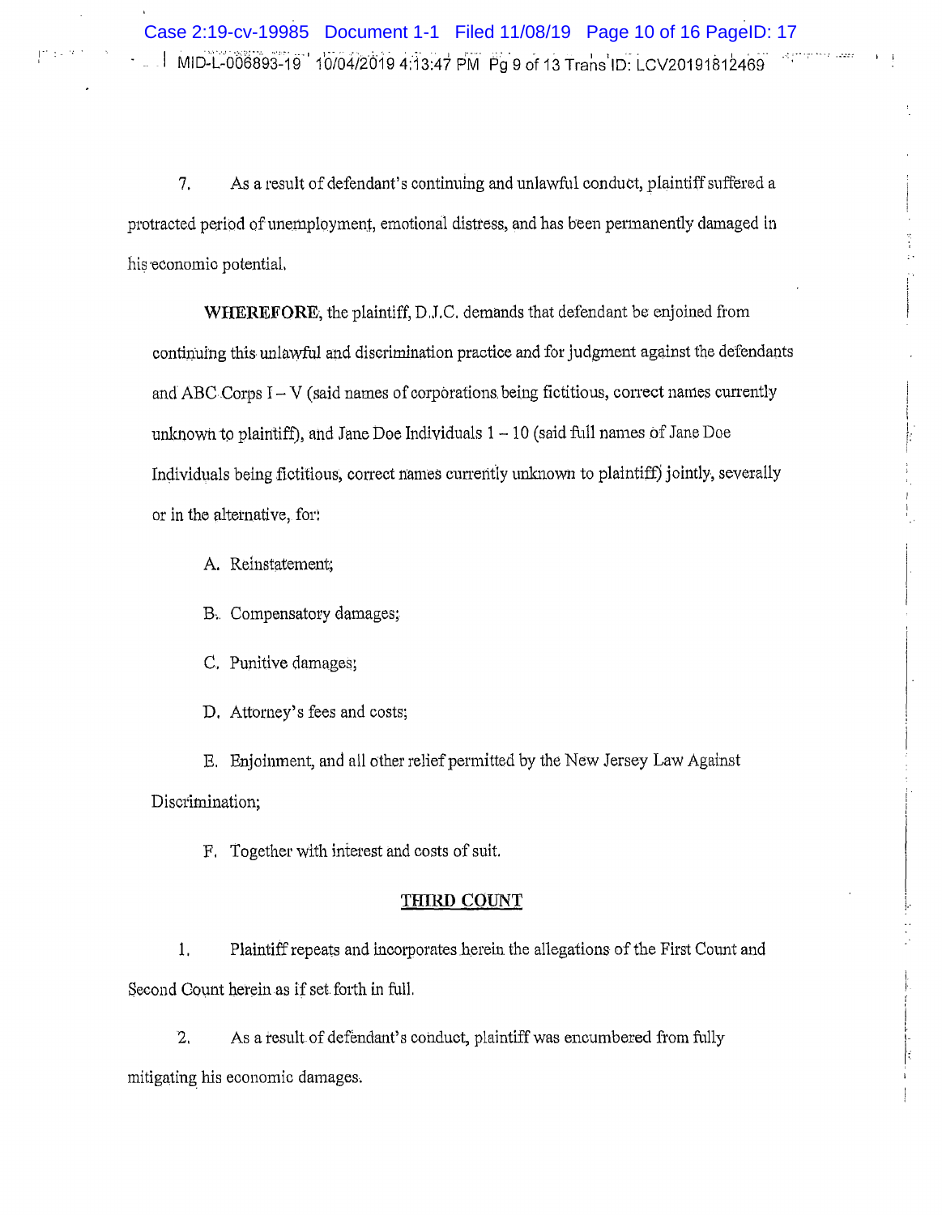7. As a result of defendant's continuing and unlawful conduct, plaintiff suffered a protracted period of unemployment, emotional distress, and has been permanently damaged in his economic potential.

**WHEREFORE**, the plaintiff, D.J.C. demands that defendant be enjoined from continuing this unlawful and discrimination practice and for judgment against the defendants and ABC Corps I – V (said names of corporations being fictitious, correct names currently unknown to plaintiff), and Jane Doe Individuals 1 – 10 (said full names of Jane Doe Individuals being fictitious, correct names currently unknown to plaintiff) jointly, severally or in the alternative, for:

A. Reinstatement;

B. Compensatory damages;

C. Punitive damages;

D. Attorney's fees and costs;

E. Enjoinment, and all other relief permitted by the New Jersey Law Against Discrimination;

F. Together with interest and costs of suit.

## THIRD COUNT

1. Plaintiff repeats and incorporates herein the allegations of the First Count and Second Count herein as if set forth in full.

2. As a result of defendant's conduct, plaintiff was encumbered from fully mitigating his economic damages.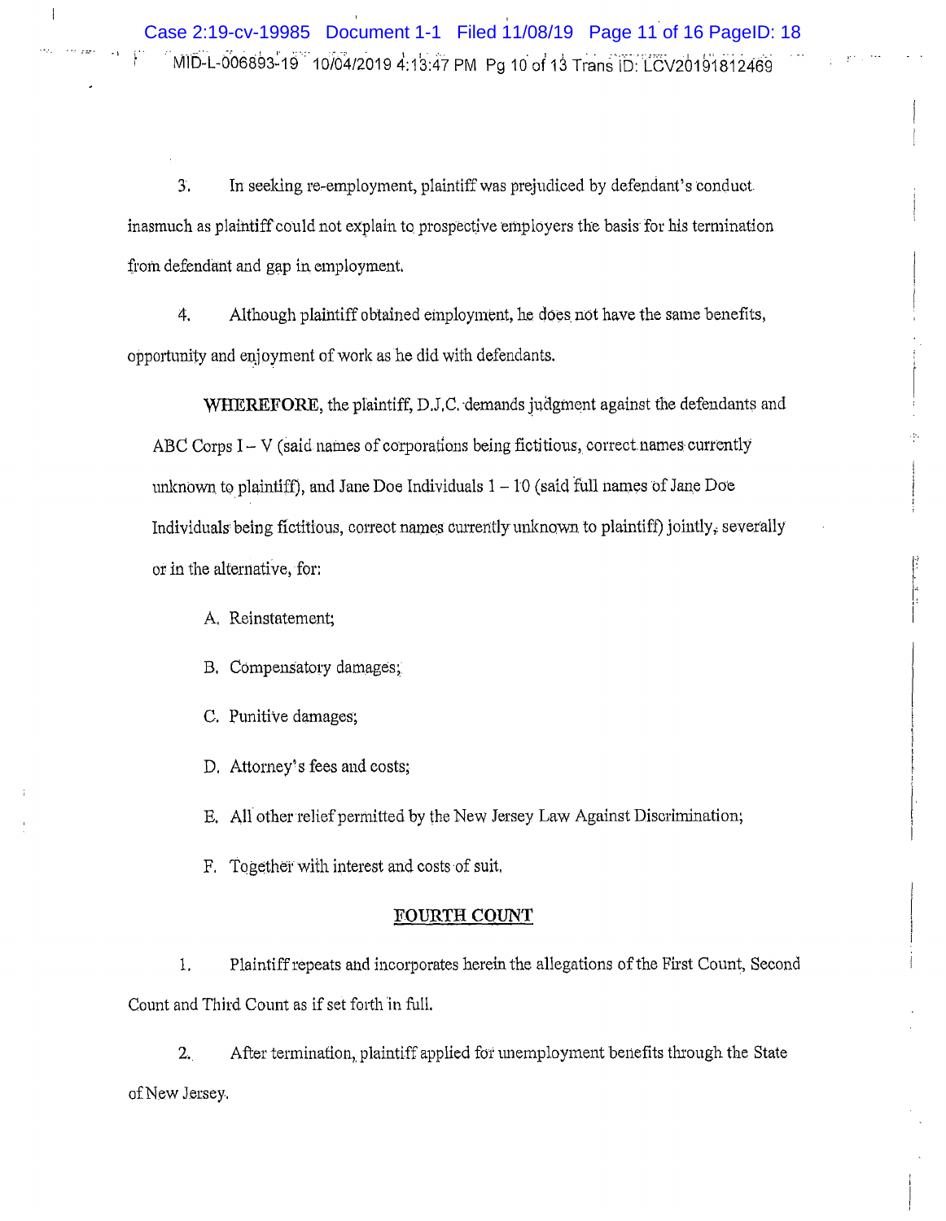3. In seeking re-employment, plaintiff was prejudiced by defendant's conduct inasmuch as plaintiff could not explain to prospective employers the basis for his termination from defendant and gap in employment.

4. Although plaintiff obtained employment, he does not have the same benefits, opportunity and enjoyment of work as he did with defendants.

**WHEREFORE**, the plaintiff, D.J.C. demands judgment against the defendants and ABC Corps I – V (said names of corporations being fictitious, correct names currently unknown to plaintiff), and Jane Doe Individuals 1 – 10 (said full names of Jane Doe Individuals being fictitious, correct names currently unknown to plaintiff) jointly, severally or in the alternative, for:

A. Reinstatement;

B. Compensatory damages;

C. Punitive damages;

D. Attorney's fees and costs;

E. All other relief permitted by the New Jersey Law Against Discrimination;

F. Together with interest and costs of suit.

## FOURTH COUNT

1. Plaintiff repeats and incorporates herein the allegations of the First Count, Second Count and Third Count as if set forth in full.

2. After termination, plaintiff applied for unemployment benefits through the State of New Jersey.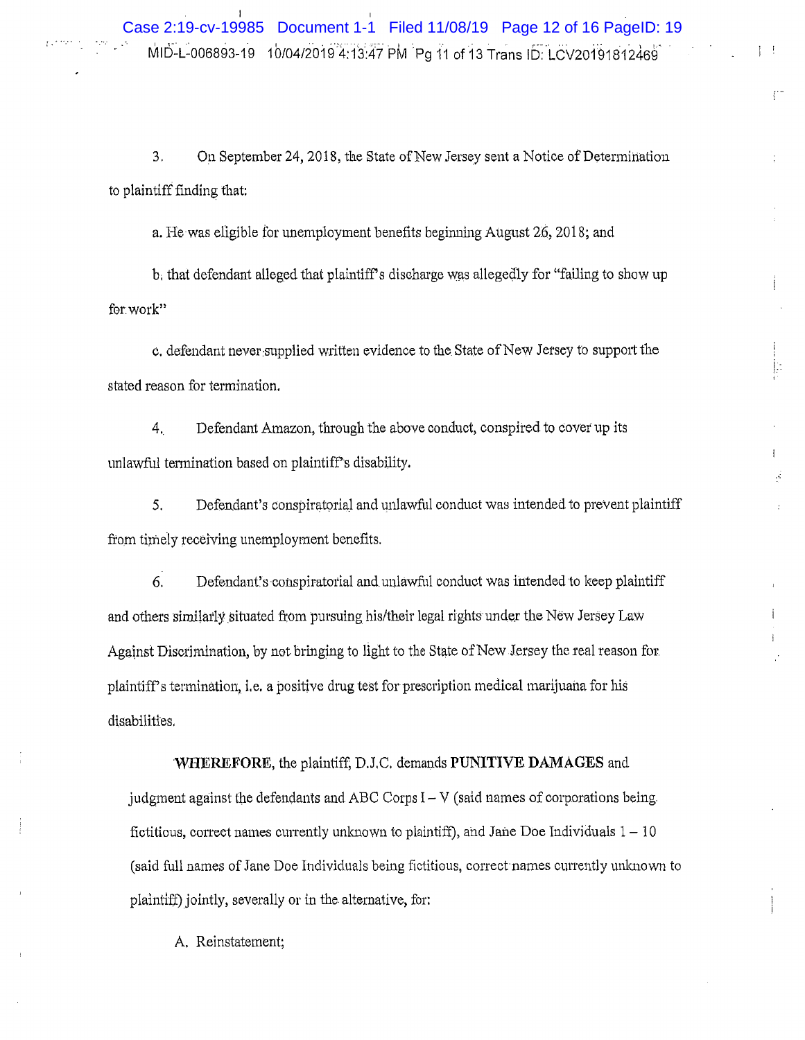3. On September 24, 2018, the State of New Jersey sent a Notice of Determination to plaintiff finding that:

a. He was eligible for unemployment benefits beginning August 26, 2018; and

b. that defendant alleged that plaintiff's discharge was allegedly for "failing to show up for work"

c. defendant never supplied written evidence to the State of New Jersey to support the stated reason for termination.

4. Defendant Amazon, through the above conduct, conspired to cover up its unlawful termination based on plaintiff's disability.

5. Defendant's conspiratorial and unlawful conduct was intended to prevent plaintiff from timely receiving unemployment benefits.

6. Defendant's conspiratorial and unlawful conduct was intended to keep plaintiff and others similarly situated from pursuing his/their legal rights under the New Jersey Law Against Discrimination, by not bringing to light to the State of New Jersey the real reason for plaintiff's termination, i.e. a positive drug test for prescription medical marijuana for his disabilities.

**WHEREFORE**, the plaintiff, D.J.C. demands **PUNITIVE DAMAGES** and judgment against the defendants and ABC Corps I – V (said names of corporations being fictitious, correct names currently unknown to plaintiff), and Jane Doe Individuals 1 – 10 (said full names of Jane Doe Individuals being fictitious, correct names currently unknown to plaintiff) jointly, severally or in the alternative, for:

A. Reinstatement;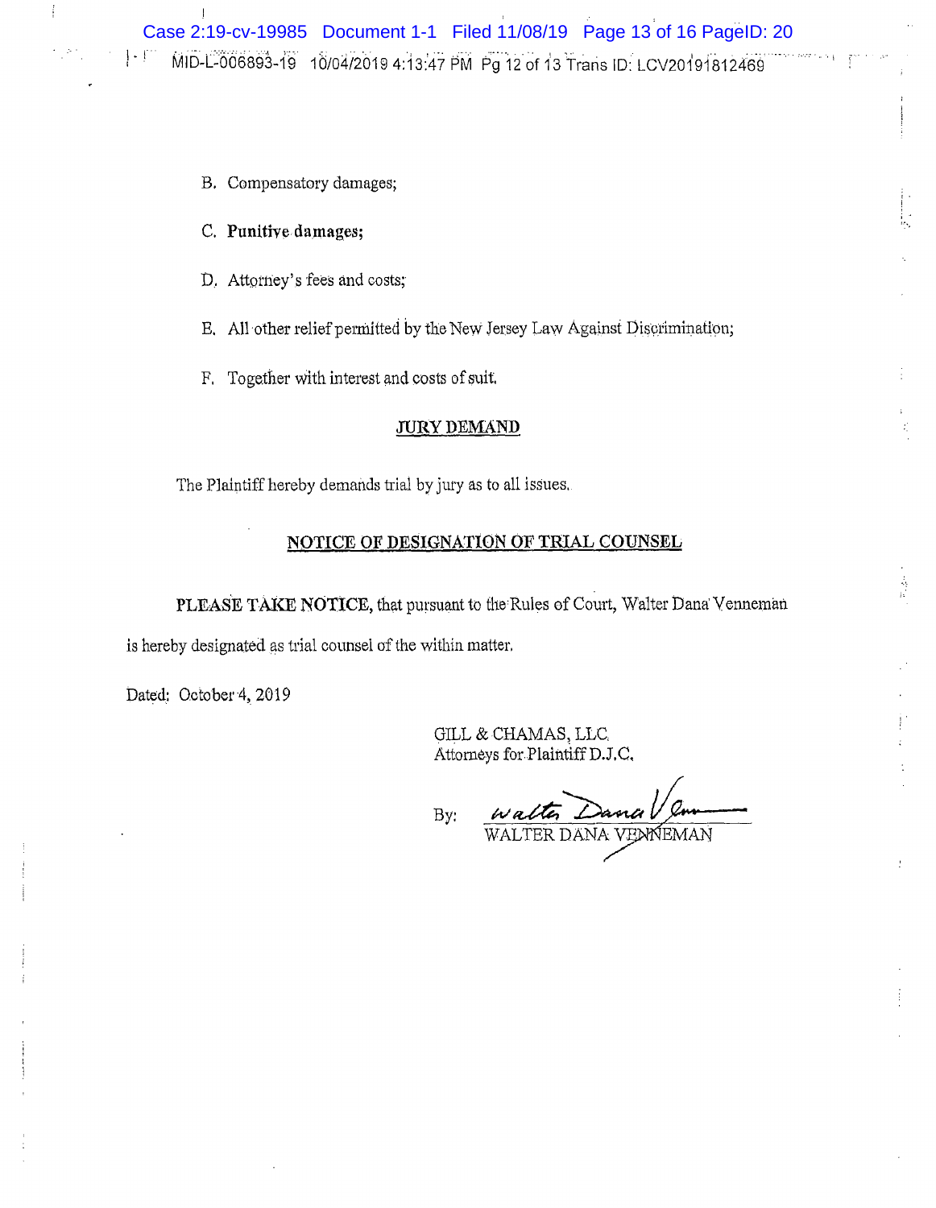B. Compensatory damages;

C. **Punitive damages;**

D. Attorney's fees and costs;

E. All other relief permitted by the New Jersey Law Against Discrimination;

F. Together with interest and costs of suit.

## JURY DEMAND

The Plaintiff hereby demands trial by jury as to all issues.

## NOTICE OF DESIGNATION OF TRIAL COUNSEL

**PLEASE TAKE NOTICE,** that pursuant to the Rules of Court, Walter Dana Venneman is hereby designated as trial counsel of the within matter.

Dated: October 4, 2019

GILL & CHAMAS, LLC.
Attorneys for Plaintiff D.J.C.

By: *Walter Dana Venneman*
WALTER DANA VENNEMAN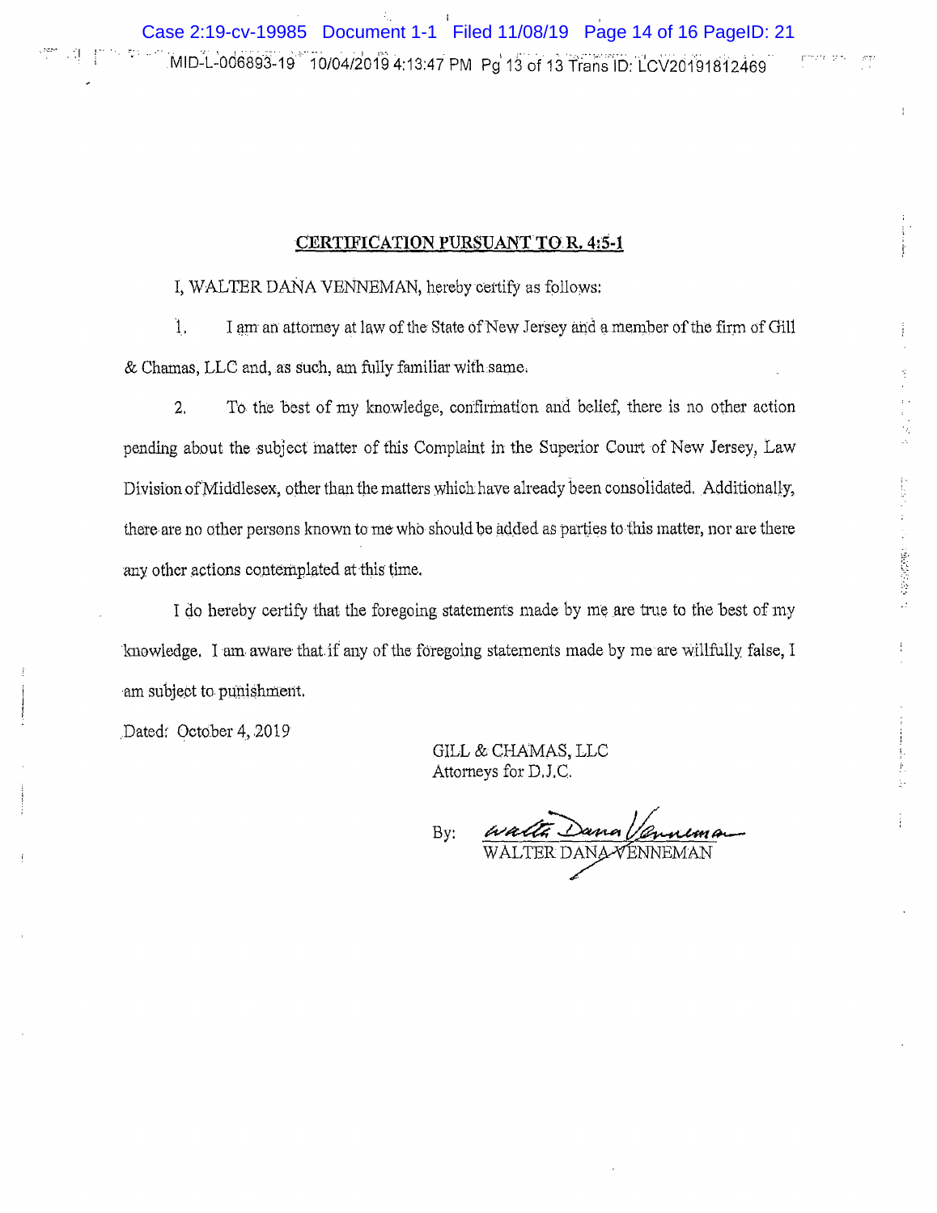## CERTIFICATION PURSUANT TO R. 4:5-1

I, WALTER DANA VENNEMAN, hereby certify as follows:

1. I am an attorney at law of the State of New Jersey and a member of the firm of Gill & Chamas, LLC and, as such, am fully familiar with same.

2. To the best of my knowledge, confirmation and belief, there is no other action pending about the subject matter of this Complaint in the Superior Court of New Jersey, Law Division of Middlesex, other than the matters which have already been consolidated. Additionally, there are no other persons known to me who should be added as parties to this matter, nor are there any other actions contemplated at this time.

I do hereby certify that the foregoing statements made by me are true to the best of my knowledge. I am aware that if any of the foregoing statements made by me are willfully false, I am subject to punishment.

Dated: October 4, 2019

GILL & CHAMAS, LLC
Attorneys for D.J.C.

By: *Walter Dana Venneman*
WALTER DANA VENNEMAN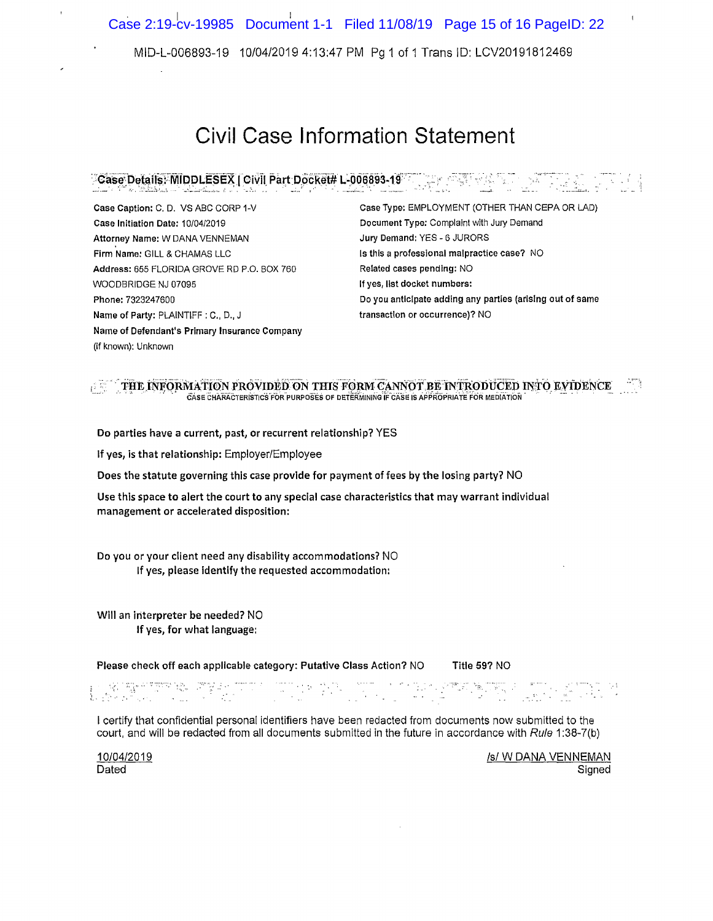# Civil Case Information Statement

## Case Details: MIDDLESEX | Civil Part Docket# L-006893-19

**Case Caption:** C. D. VS ABC CORP 1-V
**Case Initiation Date:** 10/04/2019
**Attorney Name:** W DANA VENNEMAN
**Firm Name:** GILL & CHAMAS LLC
**Address:** 655 FLORIDA GROVE RD P.O. BOX 760
WOODBRIDGE NJ 07095
**Phone:** 7323247600
**Name of Party:** PLAINTIFF : C., D., J
**Name of Defendant's Primary Insurance Company** (if known): Unknown

**Case Type:** EMPLOYMENT (OTHER THAN CEPA OR LAD)
**Document Type:** Complaint with Jury Demand
**Jury Demand:** YES - 6 JURORS
**Is this a professional malpractice case?** NO
**Related cases pending:** NO
**If yes, list docket numbers:**
**Do you anticipate adding any parties (arising out of same transaction or occurrence)?** NO

**THE INFORMATION PROVIDED ON THIS FORM CANNOT BE INTRODUCED INTO EVIDENCE**
CASE CHARACTERISTICS FOR PURPOSES OF DETERMINING IF CASE IS APPROPRIATE FOR MEDIATION

**Do parties have a current, past, or recurrent relationship?** YES

**If yes, is that relationship:** Employer/Employee

**Does the statute governing this case provide for payment of fees by the losing party?** NO

**Use this space to alert the court to any special case characteristics that may warrant individual management or accelerated disposition:**

**Do you or your client need any disability accommodations?** NO
**If yes, please identify the requested accommodation:**

**Will an interpreter be needed?** NO
**If yes, for what language:**

**Please check off each applicable category: Putative Class Action?** NO **Title 59?** NO

I certify that confidential personal identifiers have been redacted from documents now submitted to the court, and will be redacted from all documents submitted in the future in accordance with *Rule* 1:38-7(b)

10/04/2019
Dated

/s/ W DANA VENNEMAN
Signed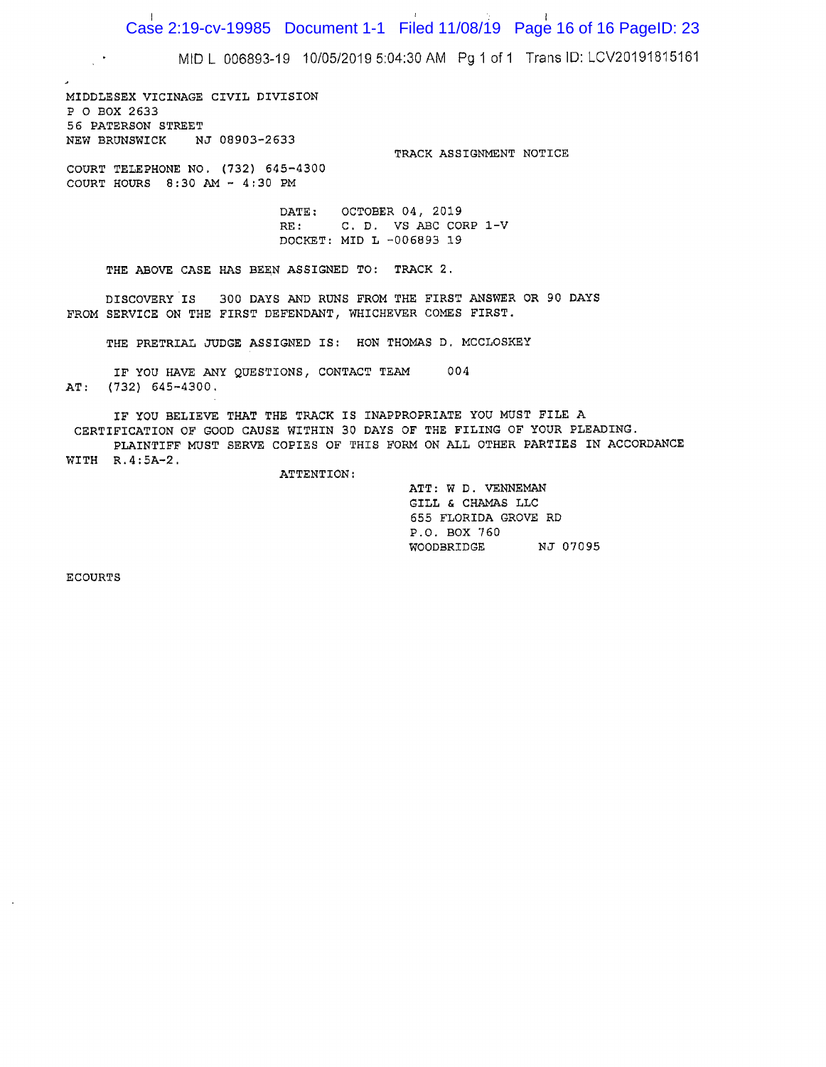MIDDLESEX VICINAGE CIVIL DIVISION
P O BOX 2633
56 PATERSON STREET
NEW BRUNSWICK NJ 08903-2633

TRACK ASSIGNMENT NOTICE

COURT TELEPHONE NO. (732) 645-4300
COURT HOURS 8:30 AM - 4:30 PM

DATE: OCTOBER 04, 2019
RE: C. D. VS ABC CORP 1-V
DOCKET: MID L -006893 19

THE ABOVE CASE HAS BEEN ASSIGNED TO: TRACK 2.

DISCOVERY IS 300 DAYS AND RUNS FROM THE FIRST ANSWER OR 90 DAYS FROM SERVICE ON THE FIRST DEFENDANT, WHICHEVER COMES FIRST.

THE PRETRIAL JUDGE ASSIGNED IS: HON THOMAS D. MCCLOSKEY

IF YOU HAVE ANY QUESTIONS, CONTACT TEAM 004
AT: (732) 645-4300.

IF YOU BELIEVE THAT THE TRACK IS INAPPROPRIATE YOU MUST FILE A CERTIFICATION OF GOOD CAUSE WITHIN 30 DAYS OF THE FILING OF YOUR PLEADING.
PLAINTIFF MUST SERVE COPIES OF THIS FORM ON ALL OTHER PARTIES IN ACCORDANCE WITH R.4:5A-2.

ATTENTION:

ATT: W D. VENNEMAN
GILL & CHAMAS LLC
655 FLORIDA GROVE RD
P.O. BOX 760
WOODBRIDGE NJ 07095

ECOURTS